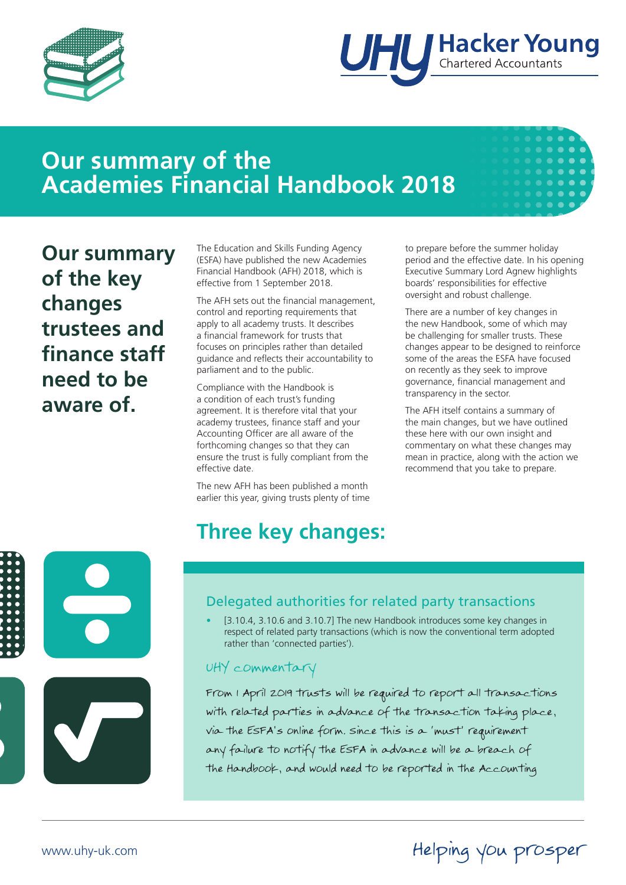# Our summary of the Academies Financial Handbook 2018

**Our summary of the key changes trustees and finance staff need to be aware of.**

The Education and Skills Funding Agency (ESFA) have published the new Academies Financial Handbook (AFH) 2018, which is effective from 1 September 2018.

The AFH sets out the financial management, control and reporting requirements that apply to all academy trusts. It describes a financial framework for trusts that focuses on principles rather than detailed guidance and reflects their accountability to parliament and to the public.

Compliance with the Handbook is a condition of each trust's funding agreement. It is therefore vital that your academy trustees, finance staff and your Accounting Officer are all aware of the forthcoming changes so that they can ensure the trust is fully compliant from the effective date.

The new AFH has been published a month earlier this year, giving trusts plenty of time to prepare before the summer holiday period and the effective date. In his opening Executive Summary Lord Agnew highlights boards' responsibilities for effective oversight and robust challenge.

There are a number of key changes in the new Handbook, some of which may be challenging for smaller trusts. These changes appear to be designed to reinforce some of the areas the ESFA have focused on recently as they seek to improve governance, financial management and transparency in the sector.

The AFH itself contains a summary of the main changes, but we have outlined these here with our own insight and commentary on what these changes may mean in practice, along with the action we recommend that you take to prepare.

## Three key changes:

### Delegated authorities for related party transactions

- [3.10.4, 3.10.6 and 3.10.7] The new Handbook introduces some key changes in respect of related party transactions (which is now the conventional term adopted rather than 'connected parties').

#### UHY commentary

From 1 April 2019 trusts will be required to report all transactions with related parties in advance of the transaction taking place, via the ESFA's online form. Since this is a 'must' requirement any failure to notify the ESFA in advance will be a breach of the Handbook, and would need to be reported in the Accounting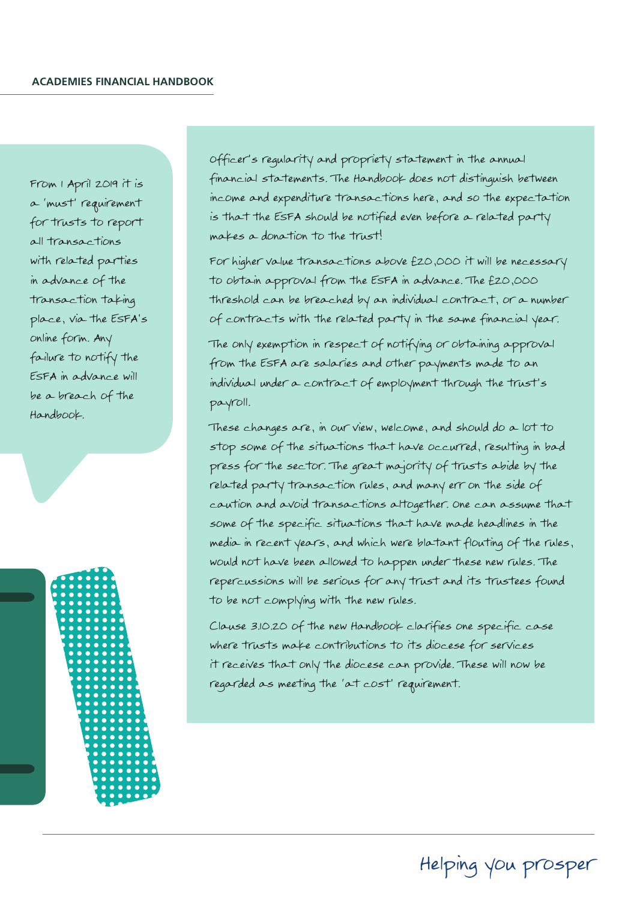> From 1 April 2019 it is a 'must' requirement for trusts to report all transactions with related parties in advance of the transaction taking place, via the ESFA's online form. Any failure to notify the ESFA in advance will be a breach of the Handbook.

Officer's regularity and propriety statement in the annual financial statements. The Handbook does not distinguish between income and expenditure transactions here, and so the expectation is that the ESFA should be notified even before a related party makes a donation to the trust!

For higher value transactions above £20,000 it will be necessary to obtain approval from the ESFA in advance. The £20,000 threshold can be breached by an individual contract, or a number of contracts with the related party in the same financial year.

The only exemption in respect of notifying or obtaining approval from the ESFA are salaries and other payments made to an individual under a contract of employment through the trust's payroll.

These changes are, in our view, welcome, and should do a lot to stop some of the situations that have occurred, resulting in bad press for the sector. The great majority of trusts abide by the related party transaction rules, and many err on the side of caution and avoid transactions altogether. One can assume that some of the specific situations that have made headlines in the media in recent years, and which were blatant flouting of the rules, would not have been allowed to happen under these new rules. The repercussions will be serious for any trust and its trustees found to be not complying with the new rules.

Clause 3.10.20 of the new Handbook clarifies one specific case where trusts make contributions to its diocese for services it receives that only the diocese can provide. These will now be regarded as meeting the 'at cost' requirement.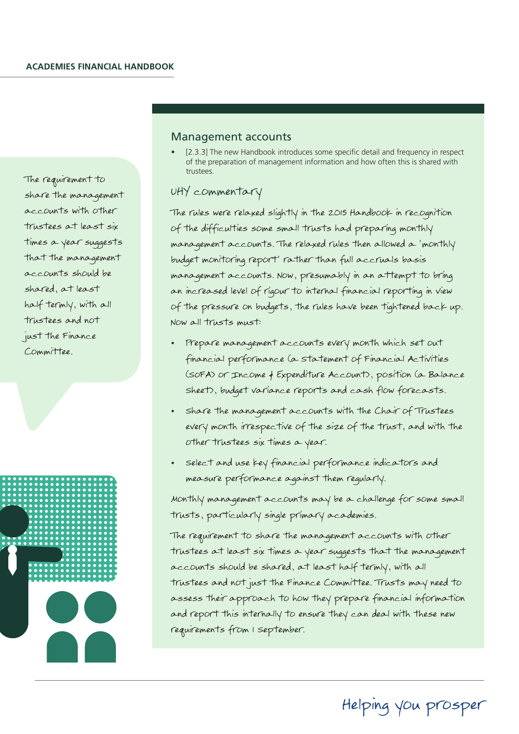## Management accounts

- [2.3.3] The new Handbook introduces some specific detail and frequency in respect of the preparation of management information and how often this is shared with trustees.

### UHY commentary

The rules were relaxed slightly in the 2015 Handbook in recognition of the difficulties some small trusts had preparing monthly management accounts. The relaxed rules then allowed a 'monthly budget monitoring report' rather than full accruals basis management accounts. Now, presumably in an attempt to bring an increased level of rigour to internal financial reporting in view of the pressure on budgets, the rules have been tightened back up. Now all trusts must:

- Prepare management accounts every month which set out financial performance (a Statement of Financial Activities (SOFA) or Income & Expenditure Account), position (a Balance Sheet), budget variance reports and cash flow forecasts.
- Share the management accounts with the Chair of Trustees every month irrespective of the size of the trust, and with the other trustees six times a year.
- Select and use key financial performance indicators and measure performance against them regularly.

Monthly management accounts may be a challenge for some small trusts, particularly single primary academies.

The requirement to share the management accounts with other trustees at least six times a year suggests that the management accounts should be shared, at least half termly, with all trustees and not just the Finance Committee. Trusts may need to assess their approach to how they prepare financial information and report this internally to ensure they can deal with these new requirements from 1 September.

> The requirement to share the management accounts with other trustees at least six times a year suggests that the management accounts should be shared, at least half termly, with all trustees and not just the Finance Committee.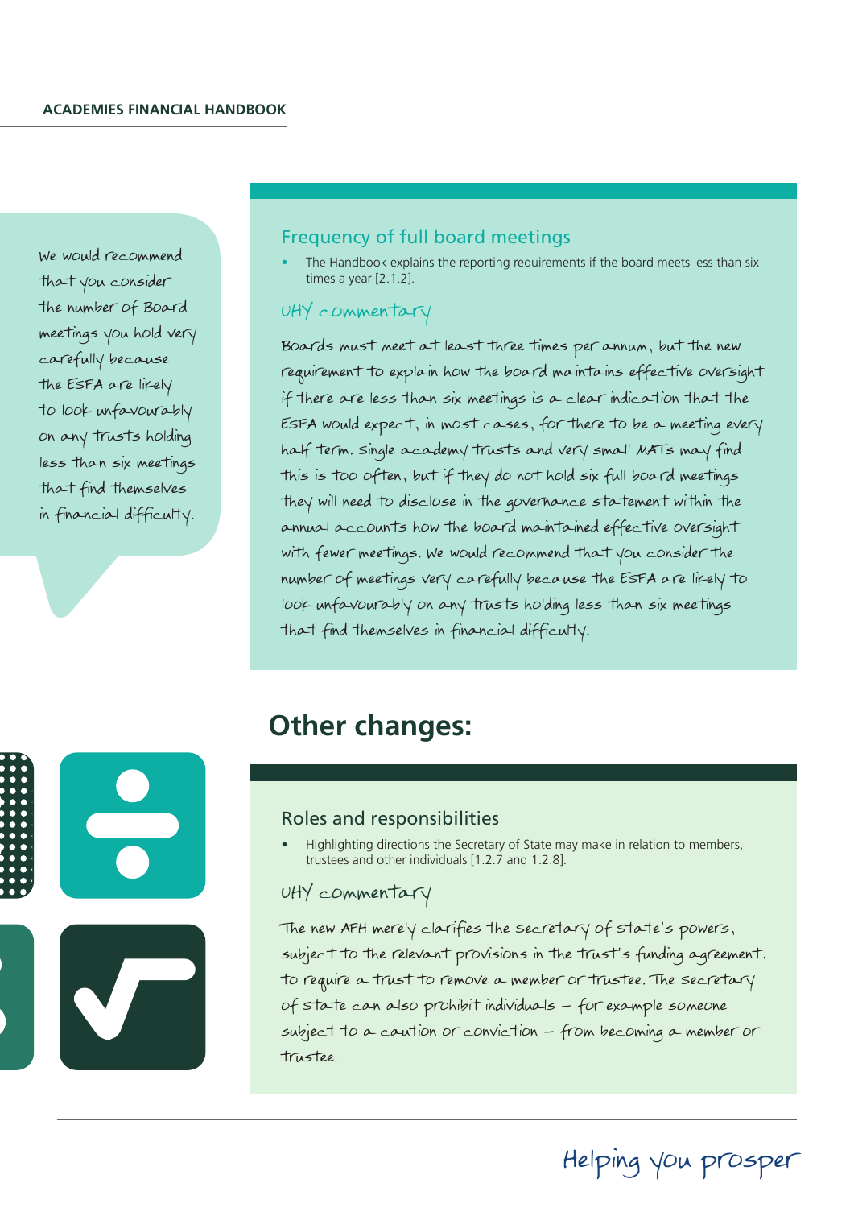We would recommend that you consider the number of Board meetings you hold very carefully because the ESFA are likely to look unfavourably on any trusts holding less than six meetings that find themselves in financial difficulty.

### Frequency of full board meetings

- The Handbook explains the reporting requirements if the board meets less than six times a year [2.1.2].

#### UHY commentary

Boards must meet at least three times per annum, but the new requirement to explain how the board maintains effective oversight if there are less than six meetings is a clear indication that the ESFA would expect, in most cases, for there to be a meeting every half term. Single academy trusts and very small MATs may find this is too often, but if they do not hold six full board meetings they will need to disclose in the governance statement within the annual accounts how the board maintained effective oversight with fewer meetings. We would recommend that you consider the number of meetings very carefully because the ESFA are likely to look unfavourably on any trusts holding less than six meetings that find themselves in financial difficulty.

## Other changes:

### Roles and responsibilities

- Highlighting directions the Secretary of State may make in relation to members, trustees and other individuals [1.2.7 and 1.2.8].

#### UHY commentary

The new AFH merely clarifies the secretary of state's powers, subject to the relevant provisions in the trust's funding agreement, to require a trust to remove a member or trustee. The secretary of state can also prohibit individuals – for example someone subject to a caution or conviction – from becoming a member or trustee.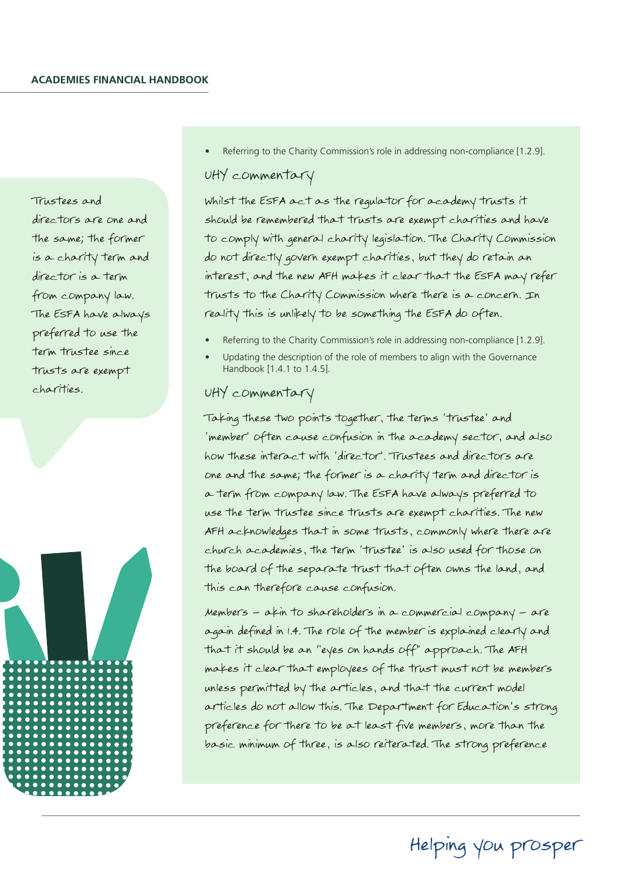Trustees and directors are one and the same; the former is a charity term and director is a term from company law. The ESFA have always preferred to use the term trustee since trusts are exempt charities.

- Referring to the Charity Commission's role in addressing non-compliance [1.2.9].

### UHY commentary

Whilst the ESFA act as the regulator for academy trusts it should be remembered that trusts are exempt charities and have to comply with general charity legislation. The Charity Commission do not directly govern exempt charities, but they do retain an interest, and the new AFH makes it clear that the ESFA may refer trusts to the Charity Commission where there is a concern. In reality this is unlikely to be something the ESFA do often.

- Referring to the Charity Commission's role in addressing non-compliance [1.2.9].
- Updating the description of the role of members to align with the Governance Handbook [1.4.1 to 1.4.5].

### UHY commentary

Taking these two points together, the terms 'trustee' and 'member' often cause confusion in the academy sector, and also how these interact with 'director'. Trustees and directors are one and the same; the former is a charity term and director is a term from company law. The ESFA have always preferred to use the term trustee since trusts are exempt charities. The new AFH acknowledges that in some trusts, commonly where there are church academies, the term 'trustee' is also used for those on the board of the separate trust that often owns the land, and this can therefore cause confusion.

Members – akin to shareholders in a commercial company – are again defined in 1.4. The role of the member is explained clearly and that it should be an "eyes on hands off" approach. The AFH makes it clear that employees of the trust must not be members unless permitted by the articles, and that the current model articles do not allow this. The Department for Education's strong preference for there to be at least five members, more than the basic minimum of three, is also reiterated. The strong preference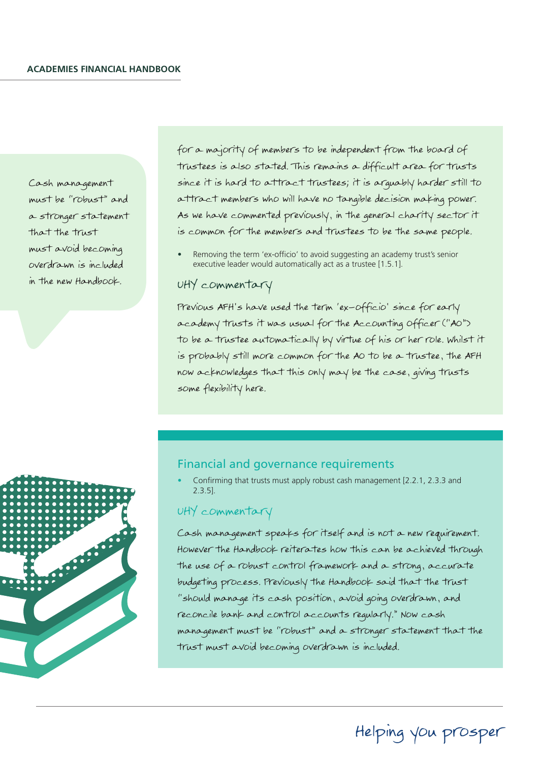for a majority of members to be independent from the board of trustees is also stated. This remains a difficult area for trusts since it is hard to attract trustees; it is arguably harder still to attract members who will have no tangible decision making power. As we have commented previously, in the general charity sector it is common for the members and trustees to be the same people.

- Removing the term 'ex-officio' to avoid suggesting an academy trust's senior executive leader would automatically act as a trustee [1.5.1].

### UHY commentary

Previous AFH's have used the term 'ex-officio' since for early academy trusts it was usual for the Accounting Officer ("AO") to be a trustee automatically by virtue of his or her role. Whilst it is probably still more common for the AO to be a trustee, the AFH now acknowledges that this only may be the case, giving trusts some flexibility here.

> Cash management must be "robust" and a stronger statement that the trust must avoid becoming overdrawn is included in the new Handbook.

## Financial and governance requirements

- Confirming that trusts must apply robust cash management [2.2.1, 2.3.3 and 2.3.5].

### UHY commentary

Cash management speaks for itself and is not a new requirement. However the Handbook reiterates how this can be achieved through the use of a robust control framework and a strong, accurate budgeting process. Previously the Handbook said that the trust "should manage its cash position, avoid going overdrawn, and reconcile bank and control accounts regularly." Now cash management must be "robust" and a stronger statement that the trust must avoid becoming overdrawn is included.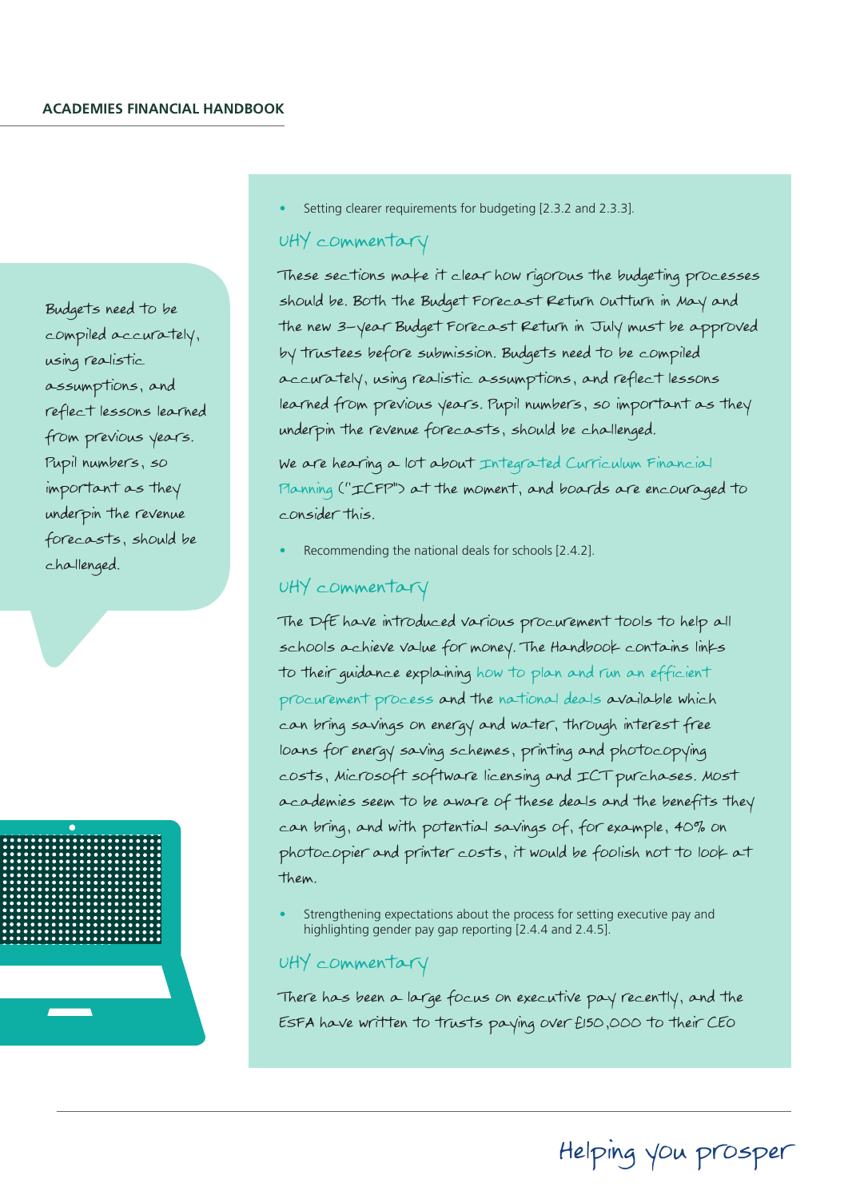> Budgets need to be compiled accurately, using realistic assumptions, and reflect lessons learned from previous years. Pupil numbers, so important as they underpin the revenue forecasts, should be challenged.

- Setting clearer requirements for budgeting [2.3.2 and 2.3.3].

### UHY commentary

These sections make it clear how rigorous the budgeting processes should be. Both the Budget Forecast Return Outturn in May and the new 3-year Budget Forecast Return in July must be approved by trustees before submission. Budgets need to be compiled accurately, using realistic assumptions, and reflect lessons learned from previous years. Pupil numbers, so important as they underpin the revenue forecasts, should be challenged.

We are hearing a lot about Integrated Curriculum Financial Planning ("ICFP") at the moment, and boards are encouraged to consider this.

- Recommending the national deals for schools [2.4.2].

### UHY commentary

The DfE have introduced various procurement tools to help all schools achieve value for money. The Handbook contains links to their guidance explaining how to plan and run an efficient procurement process and the national deals available which can bring savings on energy and water, through interest free loans for energy saving schemes, printing and photocopying costs, Microsoft software licensing and ICT purchases. Most academies seem to be aware of these deals and the benefits they can bring, and with potential savings of, for example, 40% on photocopier and printer costs, it would be foolish not to look at them.

- Strengthening expectations about the process for setting executive pay and highlighting gender pay gap reporting [2.4.4 and 2.4.5].

### UHY commentary

There has been a large focus on executive pay recently, and the ESFA have written to trusts paying over £150,000 to their CEO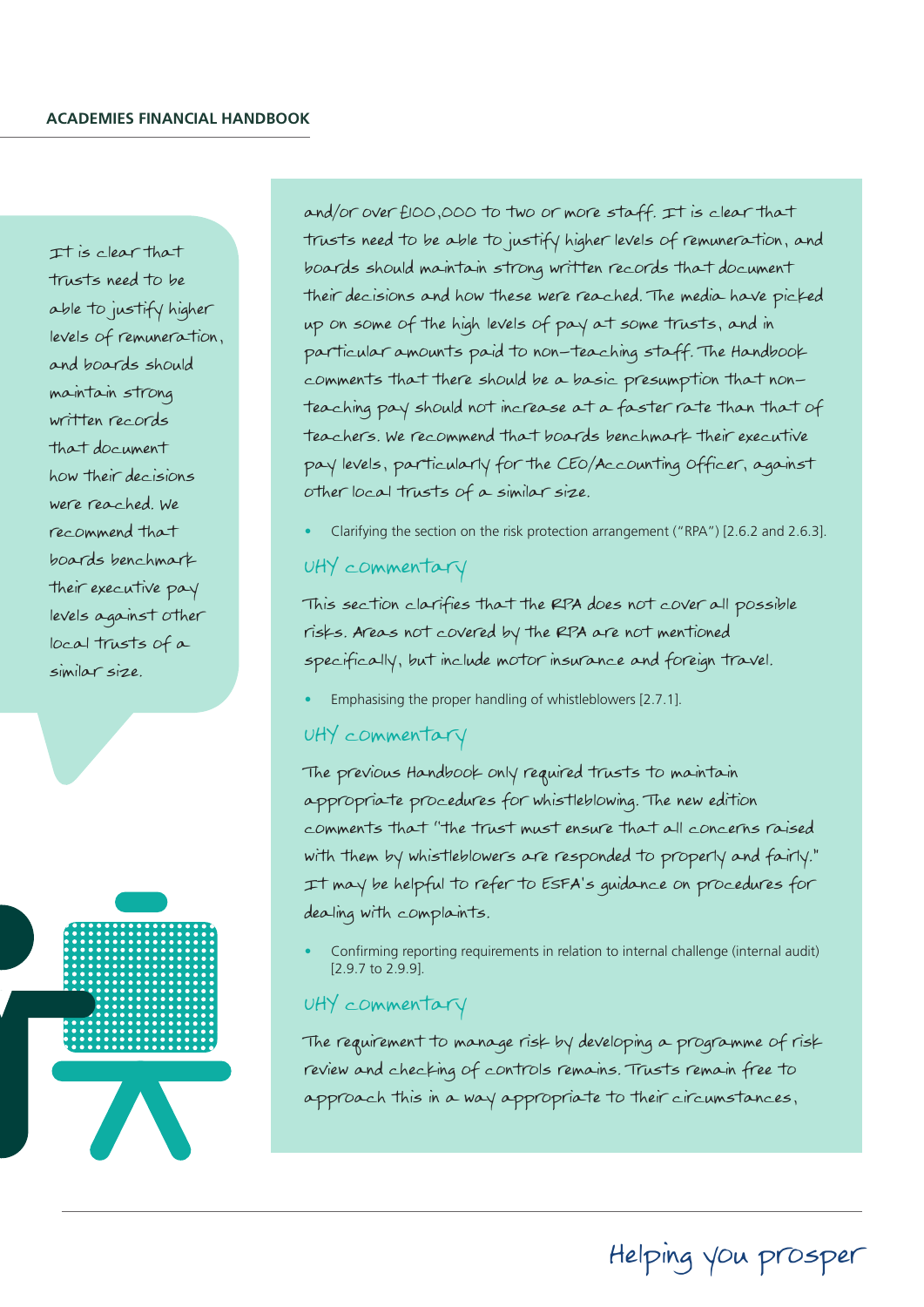> It is clear that trusts need to be able to justify higher levels of remuneration, and boards should maintain strong written records that document how their decisions were reached. We recommend that boards benchmark their executive pay levels against other local trusts of a similar size.

and/or over £100,000 to two or more staff. It is clear that trusts need to be able to justify higher levels of remuneration, and boards should maintain strong written records that document their decisions and how these were reached. The media have picked up on some of the high levels of pay at some trusts, and in particular amounts paid to non-teaching staff. The Handbook comments that there should be a basic presumption that non-teaching pay should not increase at a faster rate than that of teachers. We recommend that boards benchmark their executive pay levels, particularly for the CEO/Accounting Officer, against other local trusts of a similar size.

- Clarifying the section on the risk protection arrangement ("RPA") [2.6.2 and 2.6.3].

### UHY commentary

This section clarifies that the RPA does not cover all possible risks. Areas not covered by the RPA are not mentioned specifically, but include motor insurance and foreign travel.

- Emphasising the proper handling of whistleblowers [2.7.1].

### UHY commentary

The previous Handbook only required trusts to maintain appropriate procedures for whistleblowing. The new edition comments that "the trust must ensure that all concerns raised with them by whistleblowers are responded to properly and fairly." It may be helpful to refer to ESFA's guidance on procedures for dealing with complaints.

- Confirming reporting requirements in relation to internal challenge (internal audit) [2.9.7 to 2.9.9].

### UHY commentary

The requirement to manage risk by developing a programme of risk review and checking of controls remains. Trusts remain free to approach this in a way appropriate to their circumstances,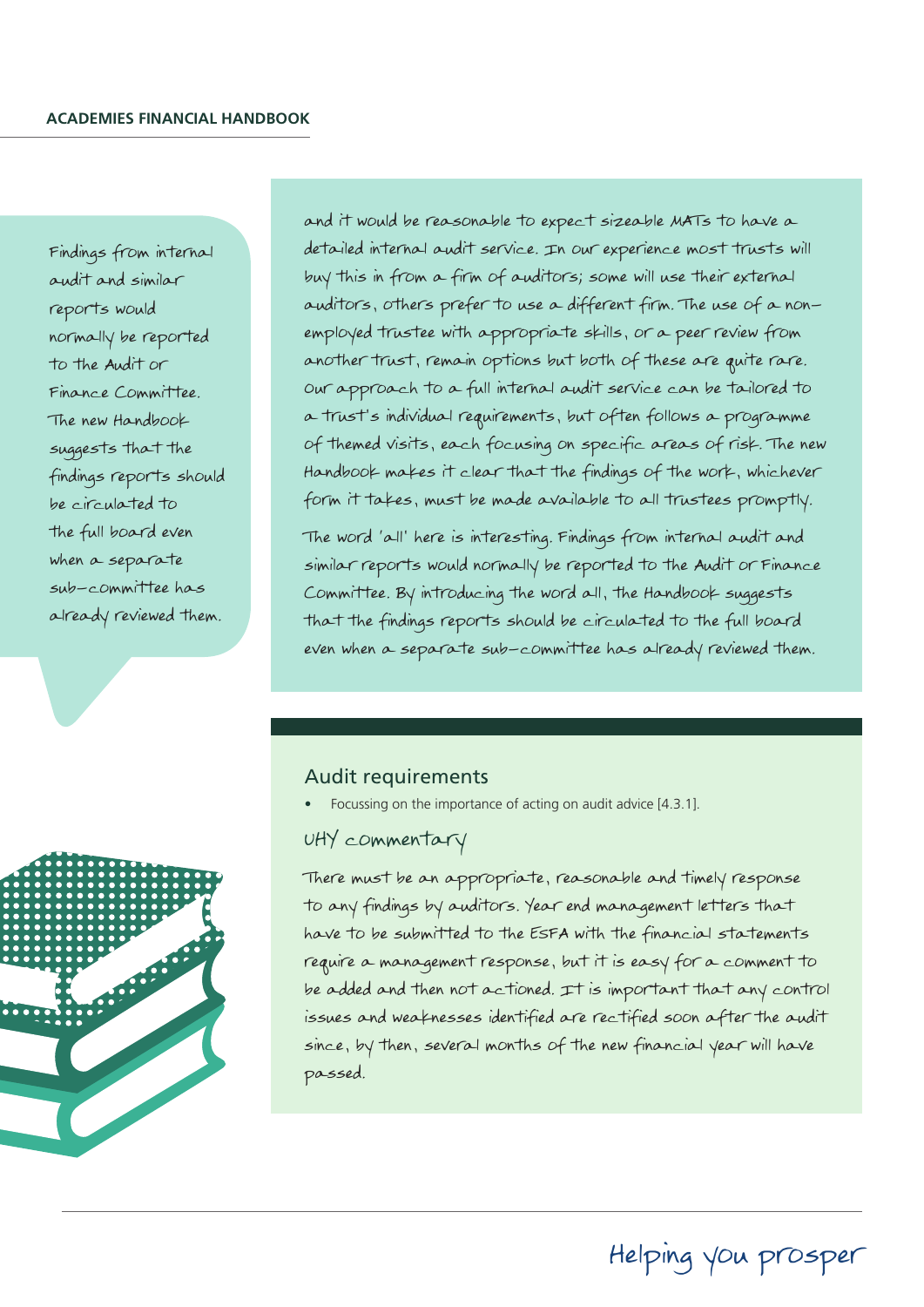Findings from internal audit and similar reports would normally be reported to the Audit or Finance Committee. The new Handbook suggests that the findings reports should be circulated to the full board even when a separate sub-committee has already reviewed them.

and it would be reasonable to expect sizeable MATs to have a detailed internal audit service. In our experience most trusts will buy this in from a firm of auditors; some will use their external auditors, others prefer to use a different firm. The use of a non-employed trustee with appropriate skills, or a peer review from another trust, remain options but both of these are quite rare. Our approach to a full internal audit service can be tailored to a trust's individual requirements, but often follows a programme of themed visits, each focusing on specific areas of risk. The new Handbook makes it clear that the findings of the work, whichever form it takes, must be made available to all trustees promptly.

The word 'all' here is interesting. Findings from internal audit and similar reports would normally be reported to the Audit or Finance Committee. By introducing the word all, the Handbook suggests that the findings reports should be circulated to the full board even when a separate sub-committee has already reviewed them.

## Audit requirements

- Focussing on the importance of acting on audit advice [4.3.1].

### UHY commentary

There must be an appropriate, reasonable and timely response to any findings by auditors. Year end management letters that have to be submitted to the ESFA with the financial statements require a management response, but it is easy for a comment to be added and then not actioned. It is important that any control issues and weaknesses identified are rectified soon after the audit since, by then, several months of the new financial year will have passed.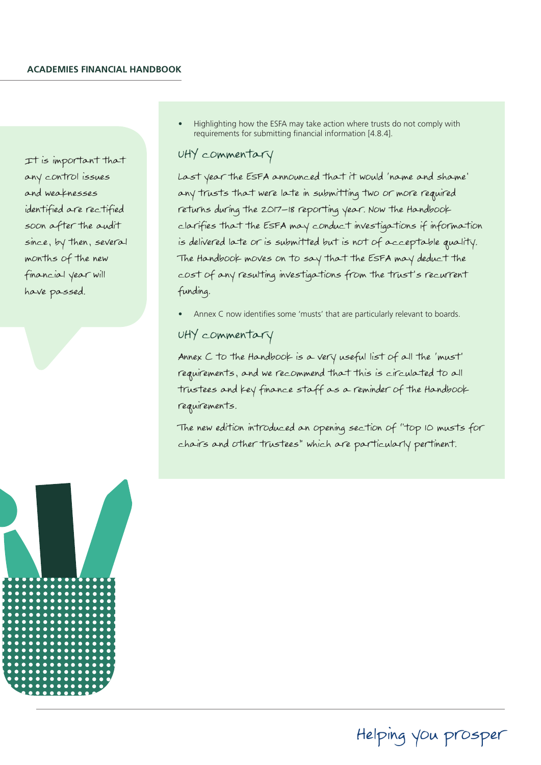It is important that any control issues and weaknesses identified are rectified soon after the audit since, by then, several months of the new financial year will have passed.

- Highlighting how the ESFA may take action where trusts do not comply with requirements for submitting financial information [4.8.4].

### UHY commentary

Last year the ESFA announced that it would 'name and shame' any trusts that were late in submitting two or more required returns during the 2017–18 reporting year. Now the Handbook clarifies that the ESFA may conduct investigations if information is delivered late or is submitted but is not of acceptable quality. The Handbook moves on to say that the ESFA may deduct the cost of any resulting investigations from the trust's recurrent funding.

- Annex C now identifies some 'musts' that are particularly relevant to boards.

### UHY commentary

Annex C to the Handbook is a very useful list of all the 'must' requirements, and we recommend that this is circulated to all trustees and key finance staff as a reminder of the Handbook requirements.

The new edition introduced an opening section of "top 10 musts for chairs and other trustees" which are particularly pertinent.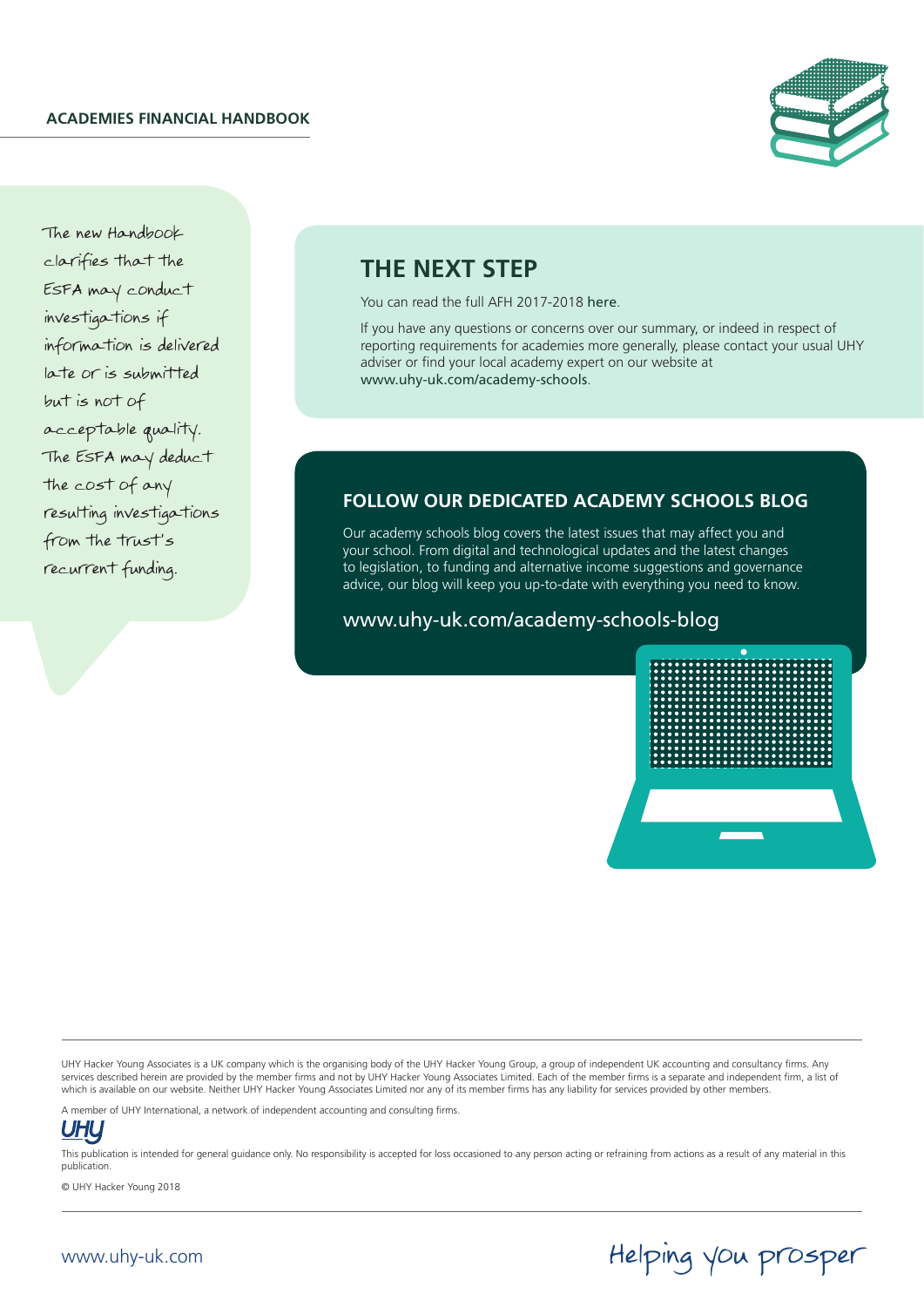The new Handbook clarifies that the ESFA may conduct investigations if information is delivered late or is submitted but is not of acceptable quality. The ESFA may deduct the cost of any resulting investigations from the trust's recurrent funding.

## THE NEXT STEP

You can read the full AFH 2017-2018 here.

If you have any questions or concerns over our summary, or indeed in respect of reporting requirements for academies more generally, please contact your usual UHY adviser or find your local academy expert on our website at www.uhy-uk.com/academy-schools.

## FOLLOW OUR DEDICATED ACADEMY SCHOOLS BLOG

Our academy schools blog covers the latest issues that may affect you and your school. From digital and technological updates and the latest changes to legislation, to funding and alternative income suggestions and governance advice, our blog will keep you up-to-date with everything you need to know.

www.uhy-uk.com/academy-schools-blog

UHY Hacker Young Associates is a UK company which is the organising body of the UHY Hacker Young Group, a group of independent UK accounting and consultancy firms. Any services described herein are provided by the member firms and not by UHY Hacker Young Associates Limited. Each of the member firms is a separate and independent firm, a list of which is available on our website. Neither UHY Hacker Young Associates Limited nor any of its member firms has any liability for services provided by other members.

A member of UHY International, a network of independent accounting and consulting firms.

UHY

This publication is intended for general guidance only. No responsibility is accepted for loss occasioned to any person acting or refraining from actions as a result of any material in this publication.

© UHY Hacker Young 2018

www.uhy-uk.com

Helping you prosper